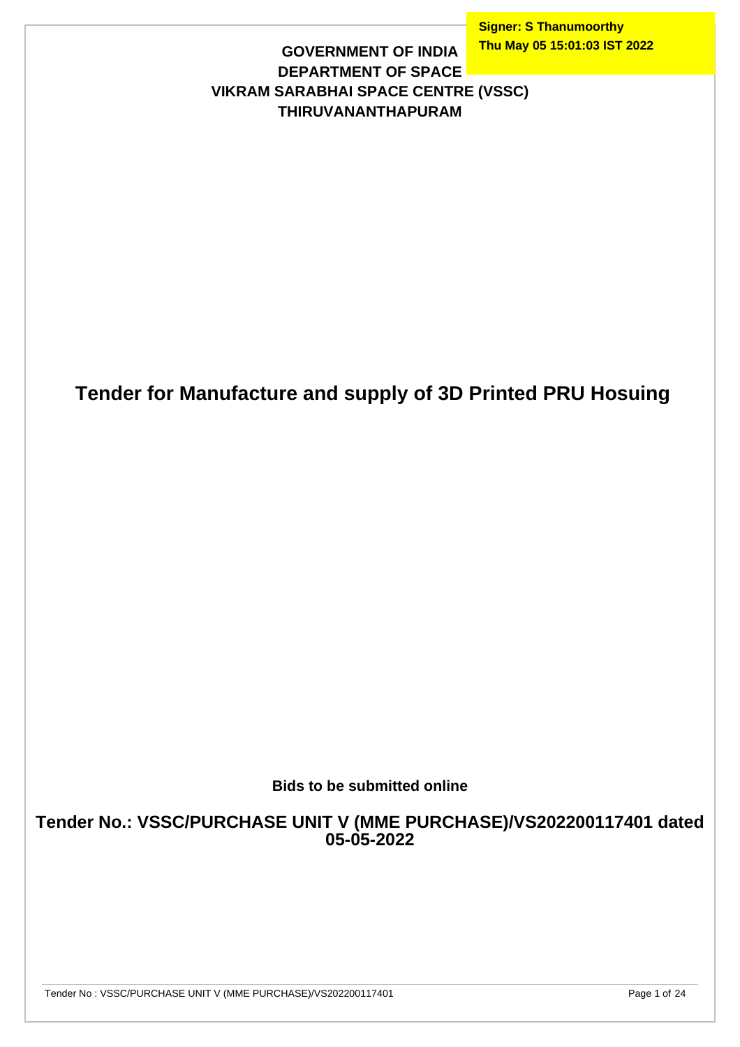**Signer: S Thanumoorthy**
**Thu May 05 15:01:03 IST 2022**

**GOVERNMENT OF INDIA**
**DEPARTMENT OF SPACE**
**VIKRAM SARABHAI SPACE CENTRE (VSSC)**
**THIRUVANANTHAPURAM**

# Tender for Manufacture and supply of 3D Printed PRU Hosuing

**Bids to be submitted online**

## Tender No.: VSSC/PURCHASE UNIT V (MME PURCHASE)/VS202200117401 dated 05-05-2022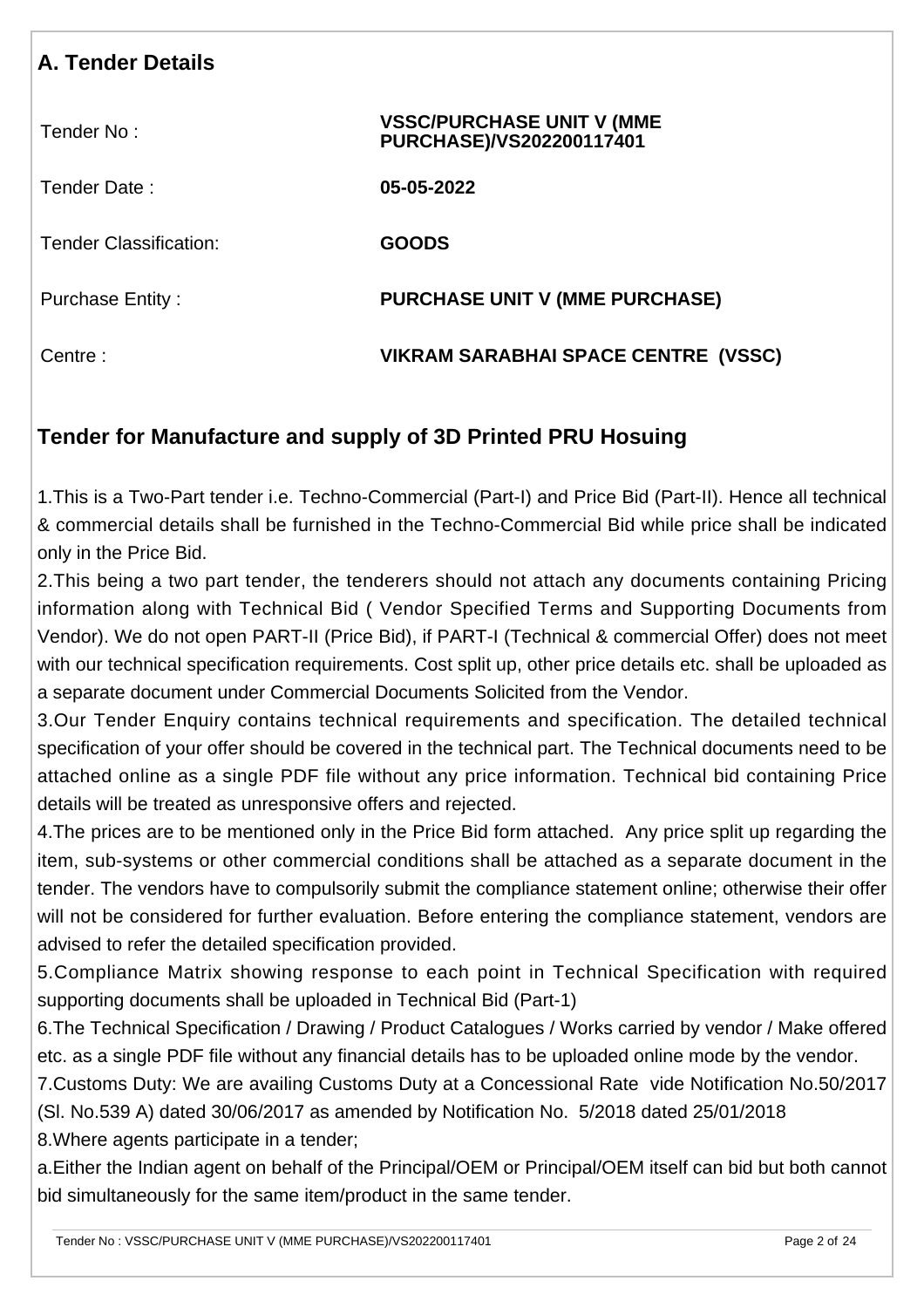## A. Tender Details

| | |
|---|---|
| Tender No : | **VSSC/PURCHASE UNIT V (MME PURCHASE)/VS202200117401** |
| Tender Date : | **05-05-2022** |
| Tender Classification: | **GOODS** |
| Purchase Entity : | **PURCHASE UNIT V (MME PURCHASE)** |
| Centre : | **VIKRAM SARABHAI SPACE CENTRE (VSSC)** |

## Tender for Manufacture and supply of 3D Printed PRU Hosuing

1.This is a Two-Part tender i.e. Techno-Commercial (Part-I) and Price Bid (Part-II). Hence all technical & commercial details shall be furnished in the Techno-Commercial Bid while price shall be indicated only in the Price Bid.

2.This being a two part tender, the tenderers should not attach any documents containing Pricing information along with Technical Bid ( Vendor Specified Terms and Supporting Documents from Vendor). We do not open PART-II (Price Bid), if PART-I (Technical & commercial Offer) does not meet with our technical specification requirements. Cost split up, other price details etc. shall be uploaded as a separate document under Commercial Documents Solicited from the Vendor.

3.Our Tender Enquiry contains technical requirements and specification. The detailed technical specification of your offer should be covered in the technical part. The Technical documents need to be attached online as a single PDF file without any price information. Technical bid containing Price details will be treated as unresponsive offers and rejected.

4.The prices are to be mentioned only in the Price Bid form attached. Any price split up regarding the item, sub-systems or other commercial conditions shall be attached as a separate document in the tender. The vendors have to compulsorily submit the compliance statement online; otherwise their offer will not be considered for further evaluation. Before entering the compliance statement, vendors are advised to refer the detailed specification provided.

5.Compliance Matrix showing response to each point in Technical Specification with required supporting documents shall be uploaded in Technical Bid (Part-1)

6.The Technical Specification / Drawing / Product Catalogues / Works carried by vendor / Make offered etc. as a single PDF file without any financial details has to be uploaded online mode by the vendor.

7.Customs Duty: We are availing Customs Duty at a Concessional Rate vide Notification No.50/2017 (Sl. No.539 A) dated 30/06/2017 as amended by Notification No. 5/2018 dated 25/01/2018

8.Where agents participate in a tender;

a.Either the Indian agent on behalf of the Principal/OEM or Principal/OEM itself can bid but both cannot bid simultaneously for the same item/product in the same tender.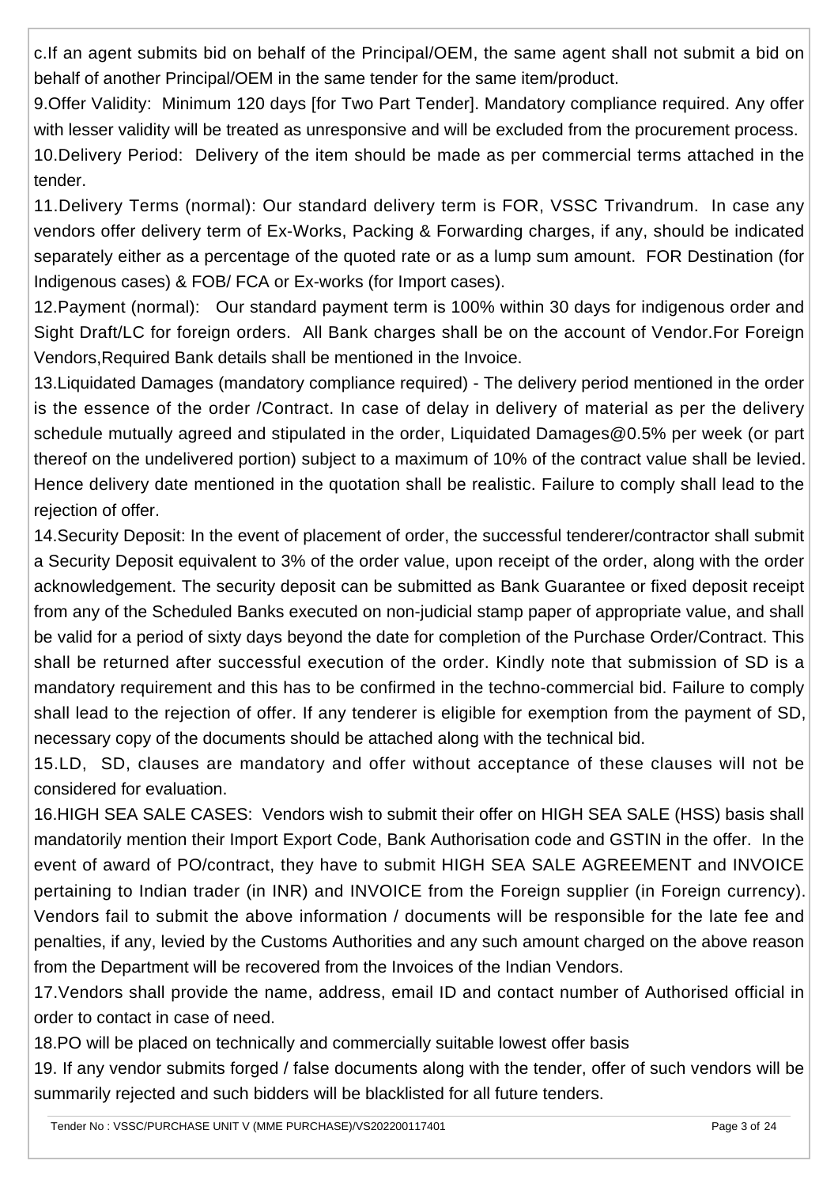c.If an agent submits bid on behalf of the Principal/OEM, the same agent shall not submit a bid on behalf of another Principal/OEM in the same tender for the same item/product.

9.Offer Validity: Minimum 120 days [for Two Part Tender]. Mandatory compliance required. Any offer with lesser validity will be treated as unresponsive and will be excluded from the procurement process.

10.Delivery Period: Delivery of the item should be made as per commercial terms attached in the tender.

11.Delivery Terms (normal): Our standard delivery term is FOR, VSSC Trivandrum. In case any vendors offer delivery term of Ex-Works, Packing & Forwarding charges, if any, should be indicated separately either as a percentage of the quoted rate or as a lump sum amount. FOR Destination (for Indigenous cases) & FOB/ FCA or Ex-works (for Import cases).

12.Payment (normal): Our standard payment term is 100% within 30 days for indigenous order and Sight Draft/LC for foreign orders. All Bank charges shall be on the account of Vendor.For Foreign Vendors,Required Bank details shall be mentioned in the Invoice.

13.Liquidated Damages (mandatory compliance required) - The delivery period mentioned in the order is the essence of the order /Contract. In case of delay in delivery of material as per the delivery schedule mutually agreed and stipulated in the order, Liquidated Damages@0.5% per week (or part thereof on the undelivered portion) subject to a maximum of 10% of the contract value shall be levied. Hence delivery date mentioned in the quotation shall be realistic. Failure to comply shall lead to the rejection of offer.

14.Security Deposit: In the event of placement of order, the successful tenderer/contractor shall submit a Security Deposit equivalent to 3% of the order value, upon receipt of the order, along with the order acknowledgement. The security deposit can be submitted as Bank Guarantee or fixed deposit receipt from any of the Scheduled Banks executed on non-judicial stamp paper of appropriate value, and shall be valid for a period of sixty days beyond the date for completion of the Purchase Order/Contract. This shall be returned after successful execution of the order. Kindly note that submission of SD is a mandatory requirement and this has to be confirmed in the techno-commercial bid. Failure to comply shall lead to the rejection of offer. If any tenderer is eligible for exemption from the payment of SD, necessary copy of the documents should be attached along with the technical bid.

15.LD, SD, clauses are mandatory and offer without acceptance of these clauses will not be considered for evaluation.

16.HIGH SEA SALE CASES: Vendors wish to submit their offer on HIGH SEA SALE (HSS) basis shall mandatorily mention their Import Export Code, Bank Authorisation code and GSTIN in the offer. In the event of award of PO/contract, they have to submit HIGH SEA SALE AGREEMENT and INVOICE pertaining to Indian trader (in INR) and INVOICE from the Foreign supplier (in Foreign currency). Vendors fail to submit the above information / documents will be responsible for the late fee and penalties, if any, levied by the Customs Authorities and any such amount charged on the above reason from the Department will be recovered from the Invoices of the Indian Vendors.

17.Vendors shall provide the name, address, email ID and contact number of Authorised official in order to contact in case of need.

18.PO will be placed on technically and commercially suitable lowest offer basis

19. If any vendor submits forged / false documents along with the tender, offer of such vendors will be summarily rejected and such bidders will be blacklisted for all future tenders.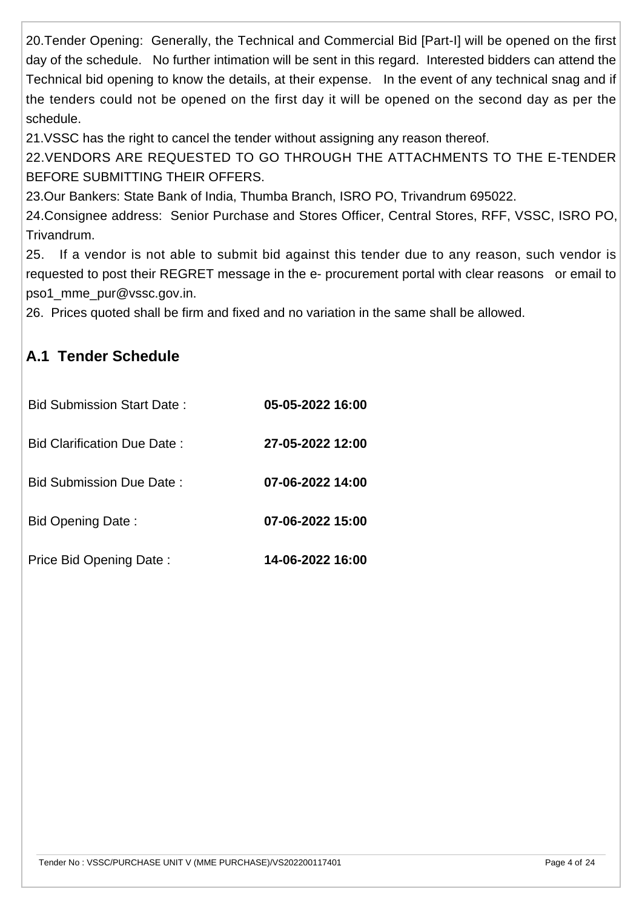20.Tender Opening: Generally, the Technical and Commercial Bid [Part-I] will be opened on the first day of the schedule. No further intimation will be sent in this regard. Interested bidders can attend the Technical bid opening to know the details, at their expense. In the event of any technical snag and if the tenders could not be opened on the first day it will be opened on the second day as per the schedule.

21.VSSC has the right to cancel the tender without assigning any reason thereof.

22.VENDORS ARE REQUESTED TO GO THROUGH THE ATTACHMENTS TO THE E-TENDER BEFORE SUBMITTING THEIR OFFERS.

23.Our Bankers: State Bank of India, Thumba Branch, ISRO PO, Trivandrum 695022.

24.Consignee address: Senior Purchase and Stores Officer, Central Stores, RFF, VSSC, ISRO PO, Trivandrum.

25. If a vendor is not able to submit bid against this tender due to any reason, such vendor is requested to post their REGRET message in the e- procurement portal with clear reasons or email to pso1_mme_pur@vssc.gov.in.

26. Prices quoted shall be firm and fixed and no variation in the same shall be allowed.

## A.1 Tender Schedule

| | |
|---|---|
| Bid Submission Start Date : | **05-05-2022 16:00** |
| Bid Clarification Due Date : | **27-05-2022 12:00** |
| Bid Submission Due Date : | **07-06-2022 14:00** |
| Bid Opening Date : | **07-06-2022 15:00** |
| Price Bid Opening Date : | **14-06-2022 16:00** |

Tender No : VSSC/PURCHASE UNIT V (MME PURCHASE)/VS202200117401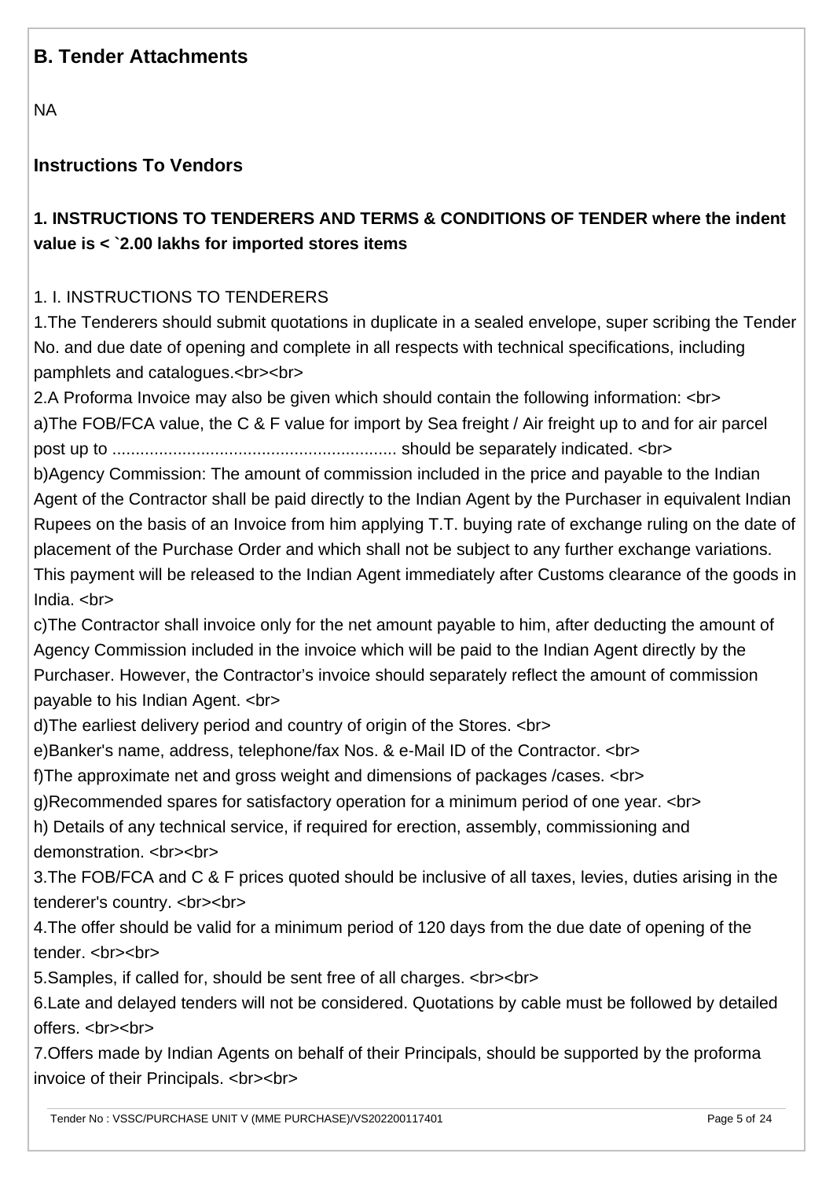## B. Tender Attachments

NA

### Instructions To Vendors

### 1. INSTRUCTIONS TO TENDERERS AND TERMS & CONDITIONS OF TENDER where the indent value is < `2.00 lakhs for imported stores items

1. I. INSTRUCTIONS TO TENDERERS

1.The Tenderers should submit quotations in duplicate in a sealed envelope, super scribing the Tender No. and due date of opening and complete in all respects with technical specifications, including pamphlets and catalogues.<br><br>

2.A Proforma Invoice may also be given which should contain the following information: <br>
a)The FOB/FCA value, the C & F value for import by Sea freight / Air freight up to and for air parcel post up to ............................................................ should be separately indicated. <br>
b)Agency Commission: The amount of commission included in the price and payable to the Indian Agent of the Contractor shall be paid directly to the Indian Agent by the Purchaser in equivalent Indian Rupees on the basis of an Invoice from him applying T.T. buying rate of exchange ruling on the date of placement of the Purchase Order and which shall not be subject to any further exchange variations. This payment will be released to the Indian Agent immediately after Customs clearance of the goods in India. <br>
c)The Contractor shall invoice only for the net amount payable to him, after deducting the amount of Agency Commission included in the invoice which will be paid to the Indian Agent directly by the Purchaser. However, the Contractor's invoice should separately reflect the amount of commission payable to his Indian Agent. <br>
d)The earliest delivery period and country of origin of the Stores. <br>
e)Banker's name, address, telephone/fax Nos. & e-Mail ID of the Contractor. <br>
f)The approximate net and gross weight and dimensions of packages /cases. <br>
g)Recommended spares for satisfactory operation for a minimum period of one year. <br>
h) Details of any technical service, if required for erection, assembly, commissioning and demonstration. <br><br>

3.The FOB/FCA and C & F prices quoted should be inclusive of all taxes, levies, duties arising in the tenderer's country. <br><br>

4.The offer should be valid for a minimum period of 120 days from the due date of opening of the tender. <br><br>

5.Samples, if called for, should be sent free of all charges. <br><br>

6.Late and delayed tenders will not be considered. Quotations by cable must be followed by detailed offers. <br><br>

7.Offers made by Indian Agents on behalf of their Principals, should be supported by the proforma invoice of their Principals. <br><br>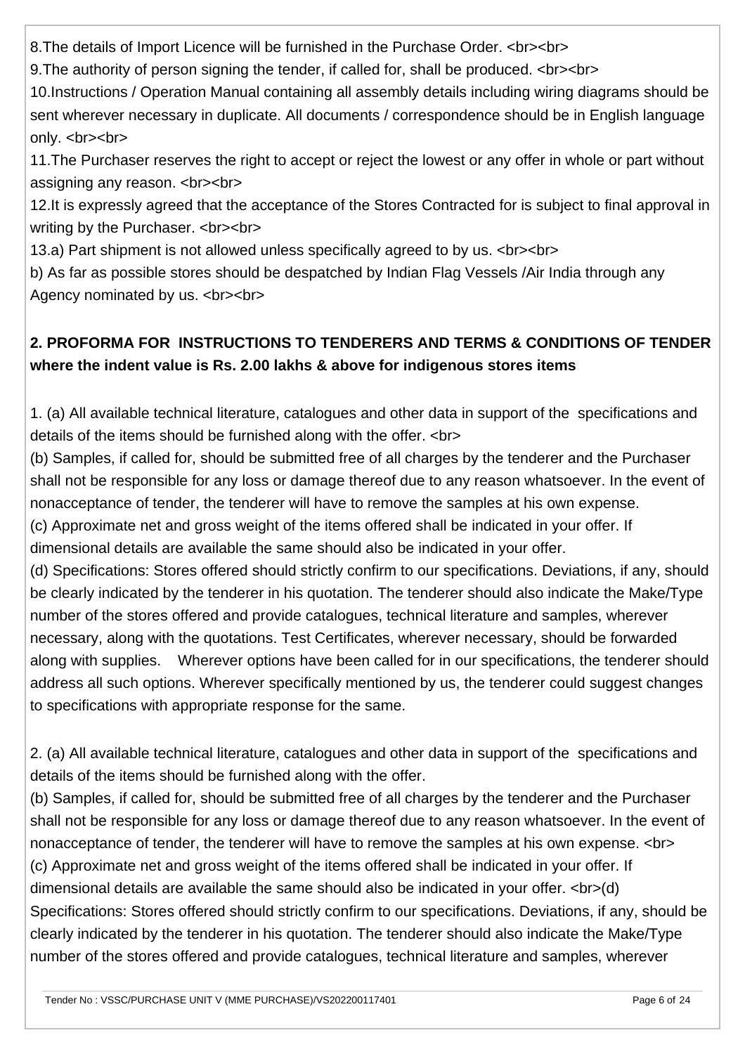8.The details of Import Licence will be furnished in the Purchase Order. <br><br>

9.The authority of person signing the tender, if called for, shall be produced. <br><br>

10.Instructions / Operation Manual containing all assembly details including wiring diagrams should be sent wherever necessary in duplicate. All documents / correspondence should be in English language only. <br><br>

11.The Purchaser reserves the right to accept or reject the lowest or any offer in whole or part without assigning any reason. <br><br>

12.It is expressly agreed that the acceptance of the Stores Contracted for is subject to final approval in writing by the Purchaser. <br><br>

13.a) Part shipment is not allowed unless specifically agreed to by us. <br><br>

b) As far as possible stores should be despatched by Indian Flag Vessels /Air India through any Agency nominated by us. <br><br>

**2. PROFORMA FOR INSTRUCTIONS TO TENDERERS AND TERMS & CONDITIONS OF TENDER where the indent value is Rs. 2.00 lakhs & above for indigenous stores items**

1. (a) All available technical literature, catalogues and other data in support of the specifications and details of the items should be furnished along with the offer. <br>

(b) Samples, if called for, should be submitted free of all charges by the tenderer and the Purchaser shall not be responsible for any loss or damage thereof due to any reason whatsoever. In the event of nonacceptance of tender, the tenderer will have to remove the samples at his own expense.

(c) Approximate net and gross weight of the items offered shall be indicated in your offer. If dimensional details are available the same should also be indicated in your offer.

(d) Specifications: Stores offered should strictly confirm to our specifications. Deviations, if any, should be clearly indicated by the tenderer in his quotation. The tenderer should also indicate the Make/Type number of the stores offered and provide catalogues, technical literature and samples, wherever necessary, along with the quotations. Test Certificates, wherever necessary, should be forwarded along with supplies. Wherever options have been called for in our specifications, the tenderer should address all such options. Wherever specifically mentioned by us, the tenderer could suggest changes to specifications with appropriate response for the same.

2. (a) All available technical literature, catalogues and other data in support of the specifications and details of the items should be furnished along with the offer.

(b) Samples, if called for, should be submitted free of all charges by the tenderer and the Purchaser shall not be responsible for any loss or damage thereof due to any reason whatsoever. In the event of nonacceptance of tender, the tenderer will have to remove the samples at his own expense. <br>

(c) Approximate net and gross weight of the items offered shall be indicated in your offer. If dimensional details are available the same should also be indicated in your offer. <br>(d) Specifications: Stores offered should strictly confirm to our specifications. Deviations, if any, should be clearly indicated by the tenderer in his quotation. The tenderer should also indicate the Make/Type number of the stores offered and provide catalogues, technical literature and samples, wherever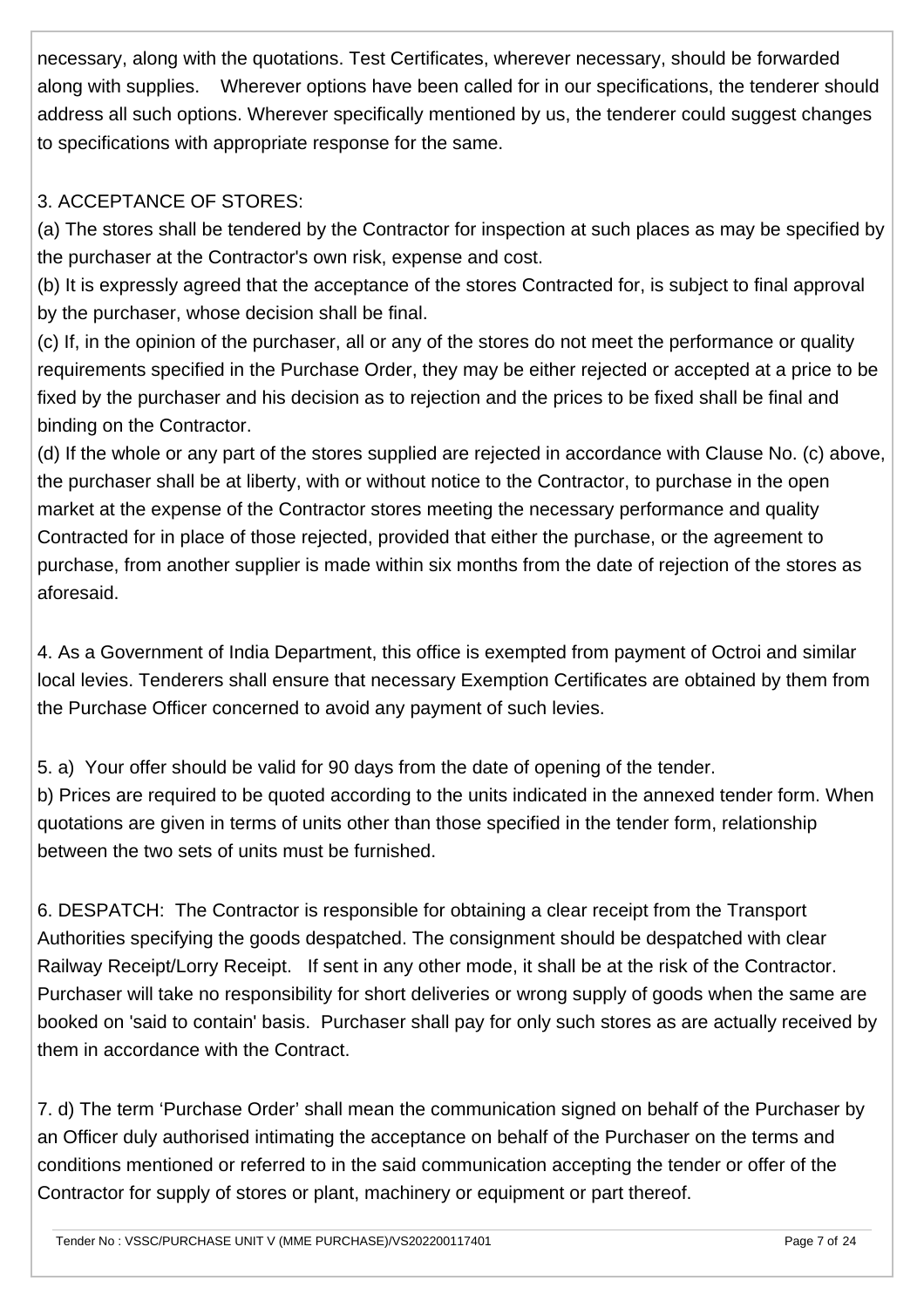necessary, along with the quotations. Test Certificates, wherever necessary, should be forwarded along with supplies.    Wherever options have been called for in our specifications, the tenderer should address all such options. Wherever specifically mentioned by us, the tenderer could suggest changes to specifications with appropriate response for the same.

3. ACCEPTANCE OF STORES:

(a) The stores shall be tendered by the Contractor for inspection at such places as may be specified by the purchaser at the Contractor's own risk, expense and cost.

(b) It is expressly agreed that the acceptance of the stores Contracted for, is subject to final approval by the purchaser, whose decision shall be final.

(c) If, in the opinion of the purchaser, all or any of the stores do not meet the performance or quality requirements specified in the Purchase Order, they may be either rejected or accepted at a price to be fixed by the purchaser and his decision as to rejection and the prices to be fixed shall be final and binding on the Contractor.

(d) If the whole or any part of the stores supplied are rejected in accordance with Clause No. (c) above, the purchaser shall be at liberty, with or without notice to the Contractor, to purchase in the open market at the expense of the Contractor stores meeting the necessary performance and quality Contracted for in place of those rejected, provided that either the purchase, or the agreement to purchase, from another supplier is made within six months from the date of rejection of the stores as aforesaid.

4. As a Government of India Department, this office is exempted from payment of Octroi and similar local levies. Tenderers shall ensure that necessary Exemption Certificates are obtained by them from the Purchase Officer concerned to avoid any payment of such levies.

5. a)  Your offer should be valid for 90 days from the date of opening of the tender.

b) Prices are required to be quoted according to the units indicated in the annexed tender form. When quotations are given in terms of units other than those specified in the tender form, relationship between the two sets of units must be furnished.

6. DESPATCH:  The Contractor is responsible for obtaining a clear receipt from the Transport Authorities specifying the goods despatched. The consignment should be despatched with clear Railway Receipt/Lorry Receipt.   If sent in any other mode, it shall be at the risk of the Contractor. Purchaser will take no responsibility for short deliveries or wrong supply of goods when the same are booked on 'said to contain' basis.  Purchaser shall pay for only such stores as are actually received by them in accordance with the Contract.

7. d) The term 'Purchase Order' shall mean the communication signed on behalf of the Purchaser by an Officer duly authorised intimating the acceptance on behalf of the Purchaser on the terms and conditions mentioned or referred to in the said communication accepting the tender or offer of the Contractor for supply of stores or plant, machinery or equipment or part thereof.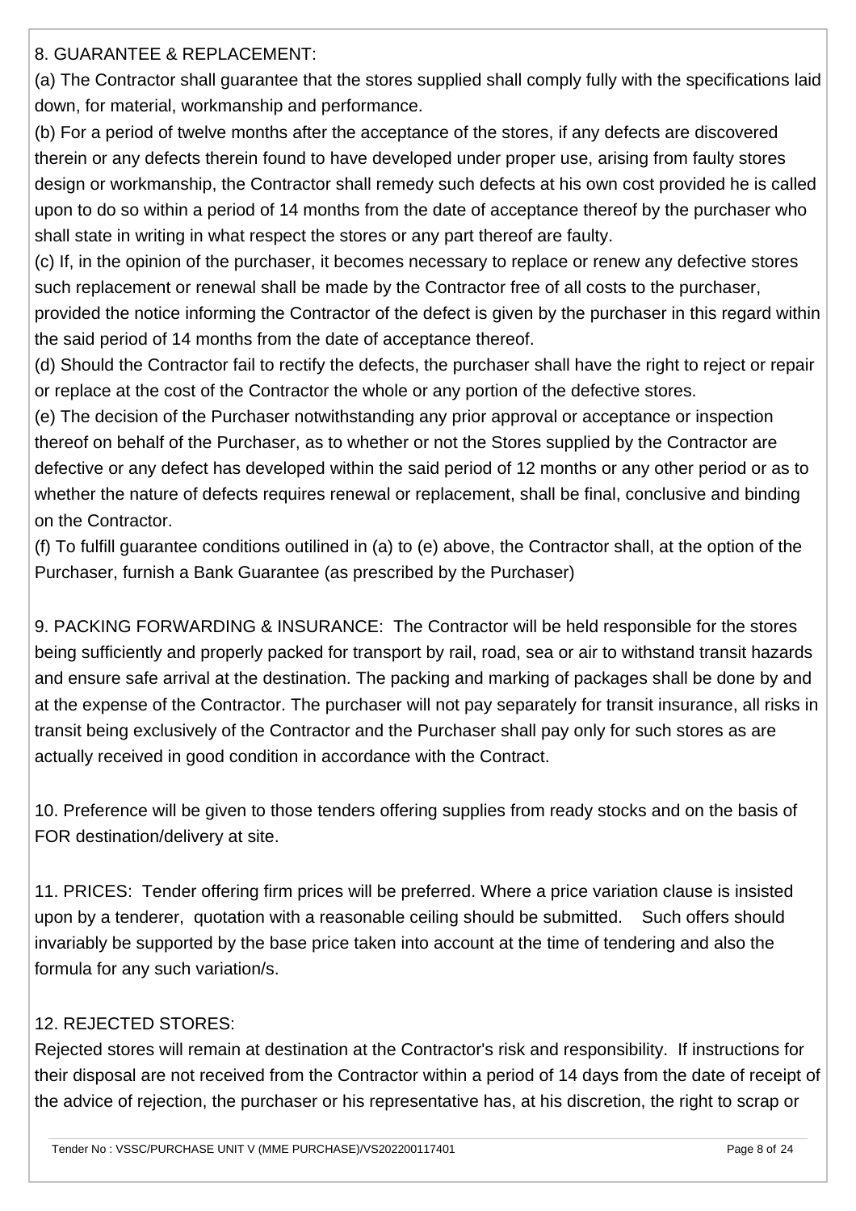8. GUARANTEE & REPLACEMENT:

(a) The Contractor shall guarantee that the stores supplied shall comply fully with the specifications laid down, for material, workmanship and performance.

(b) For a period of twelve months after the acceptance of the stores, if any defects are discovered therein or any defects therein found to have developed under proper use, arising from faulty stores design or workmanship, the Contractor shall remedy such defects at his own cost provided he is called upon to do so within a period of 14 months from the date of acceptance thereof by the purchaser who shall state in writing in what respect the stores or any part thereof are faulty.

(c) If, in the opinion of the purchaser, it becomes necessary to replace or renew any defective stores such replacement or renewal shall be made by the Contractor free of all costs to the purchaser, provided the notice informing the Contractor of the defect is given by the purchaser in this regard within the said period of 14 months from the date of acceptance thereof.

(d) Should the Contractor fail to rectify the defects, the purchaser shall have the right to reject or repair or replace at the cost of the Contractor the whole or any portion of the defective stores.

(e) The decision of the Purchaser notwithstanding any prior approval or acceptance or inspection thereof on behalf of the Purchaser, as to whether or not the Stores supplied by the Contractor are defective or any defect has developed within the said period of 12 months or any other period or as to whether the nature of defects requires renewal or replacement, shall be final, conclusive and binding on the Contractor.

(f) To fulfill guarantee conditions outilined in (a) to (e) above, the Contractor shall, at the option of the Purchaser, furnish a Bank Guarantee (as prescribed by the Purchaser)

9. PACKING FORWARDING & INSURANCE: The Contractor will be held responsible for the stores being sufficiently and properly packed for transport by rail, road, sea or air to withstand transit hazards and ensure safe arrival at the destination. The packing and marking of packages shall be done by and at the expense of the Contractor. The purchaser will not pay separately for transit insurance, all risks in transit being exclusively of the Contractor and the Purchaser shall pay only for such stores as are actually received in good condition in accordance with the Contract.

10. Preference will be given to those tenders offering supplies from ready stocks and on the basis of FOR destination/delivery at site.

11. PRICES: Tender offering firm prices will be preferred. Where a price variation clause is insisted upon by a tenderer, quotation with a reasonable ceiling should be submitted. Such offers should invariably be supported by the base price taken into account at the time of tendering and also the formula for any such variation/s.

12. REJECTED STORES:

Rejected stores will remain at destination at the Contractor's risk and responsibility. If instructions for their disposal are not received from the Contractor within a period of 14 days from the date of receipt of the advice of rejection, the purchaser or his representative has, at his discretion, the right to scrap or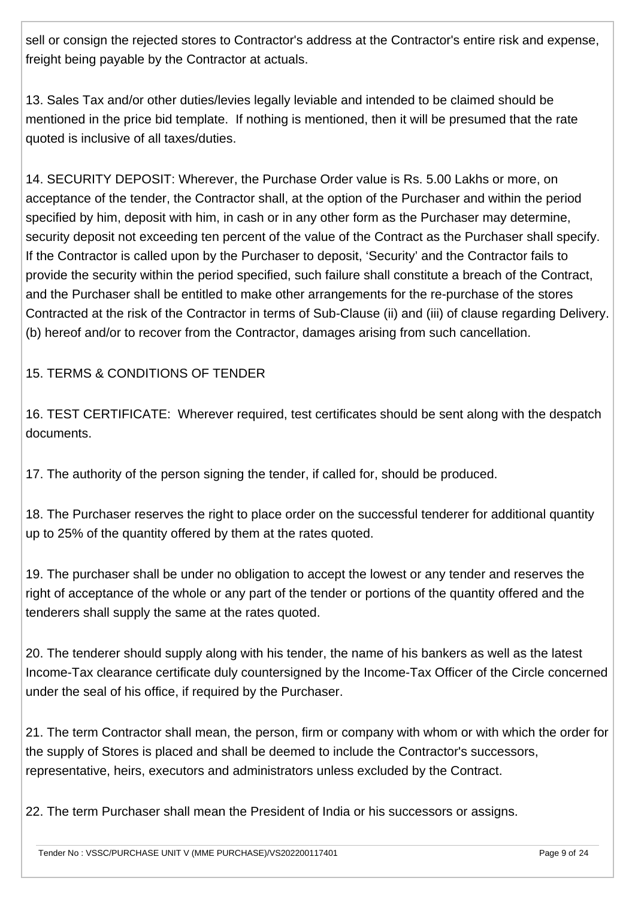sell or consign the rejected stores to Contractor's address at the Contractor's entire risk and expense, freight being payable by the Contractor at actuals.

13. Sales Tax and/or other duties/levies legally leviable and intended to be claimed should be mentioned in the price bid template. If nothing is mentioned, then it will be presumed that the rate quoted is inclusive of all taxes/duties.

14. SECURITY DEPOSIT: Wherever, the Purchase Order value is Rs. 5.00 Lakhs or more, on acceptance of the tender, the Contractor shall, at the option of the Purchaser and within the period specified by him, deposit with him, in cash or in any other form as the Purchaser may determine, security deposit not exceeding ten percent of the value of the Contract as the Purchaser shall specify. If the Contractor is called upon by the Purchaser to deposit, 'Security' and the Contractor fails to provide the security within the period specified, such failure shall constitute a breach of the Contract, and the Purchaser shall be entitled to make other arrangements for the re-purchase of the stores Contracted at the risk of the Contractor in terms of Sub-Clause (ii) and (iii) of clause regarding Delivery. (b) hereof and/or to recover from the Contractor, damages arising from such cancellation.

15. TERMS & CONDITIONS OF TENDER

16. TEST CERTIFICATE: Wherever required, test certificates should be sent along with the despatch documents.

17. The authority of the person signing the tender, if called for, should be produced.

18. The Purchaser reserves the right to place order on the successful tenderer for additional quantity up to 25% of the quantity offered by them at the rates quoted.

19. The purchaser shall be under no obligation to accept the lowest or any tender and reserves the right of acceptance of the whole or any part of the tender or portions of the quantity offered and the tenderers shall supply the same at the rates quoted.

20. The tenderer should supply along with his tender, the name of his bankers as well as the latest Income-Tax clearance certificate duly countersigned by the Income-Tax Officer of the Circle concerned under the seal of his office, if required by the Purchaser.

21. The term Contractor shall mean, the person, firm or company with whom or with which the order for the supply of Stores is placed and shall be deemed to include the Contractor's successors, representative, heirs, executors and administrators unless excluded by the Contract.

22. The term Purchaser shall mean the President of India or his successors or assigns.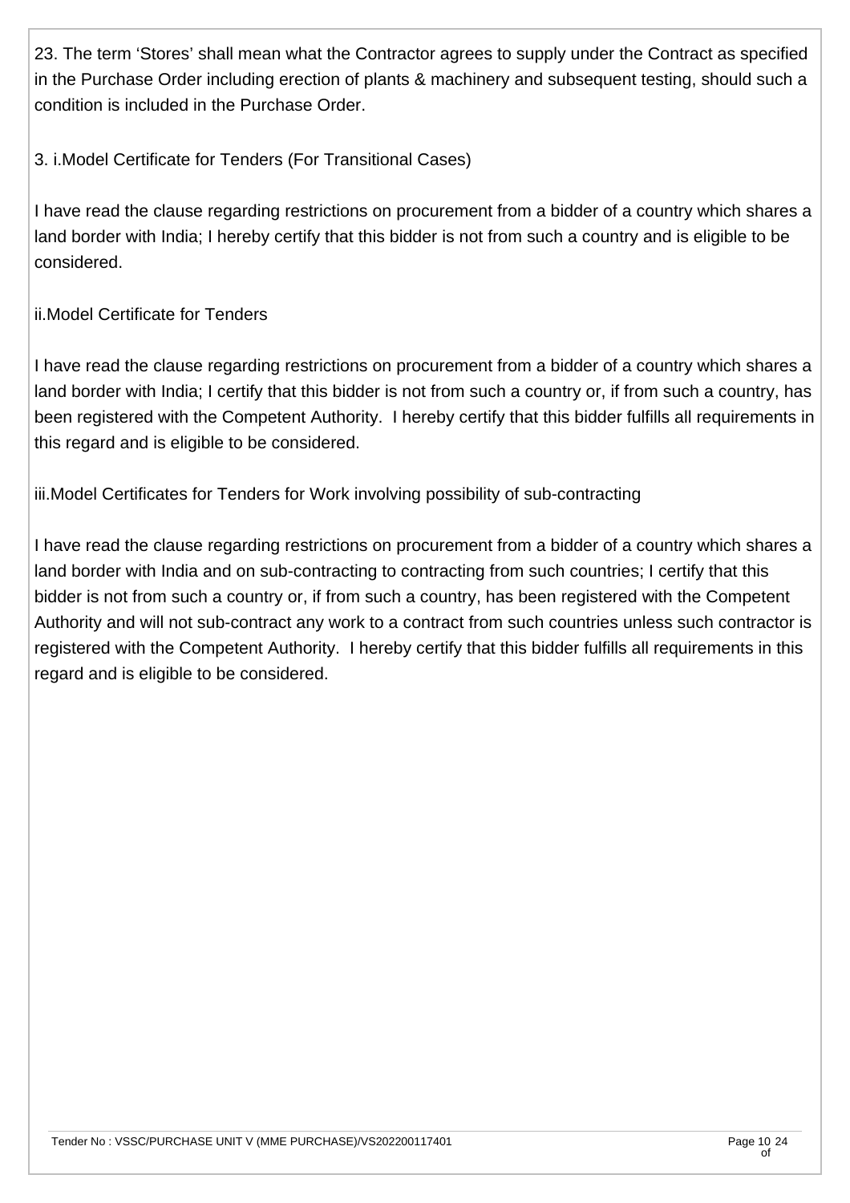23. The term 'Stores' shall mean what the Contractor agrees to supply under the Contract as specified in the Purchase Order including erection of plants & machinery and subsequent testing, should such a condition is included in the Purchase Order.

3. i.Model Certificate for Tenders (For Transitional Cases)

I have read the clause regarding restrictions on procurement from a bidder of a country which shares a land border with India; I hereby certify that this bidder is not from such a country and is eligible to be considered.

ii.Model Certificate for Tenders

I have read the clause regarding restrictions on procurement from a bidder of a country which shares a land border with India; I certify that this bidder is not from such a country or, if from such a country, has been registered with the Competent Authority. I hereby certify that this bidder fulfills all requirements in this regard and is eligible to be considered.

iii.Model Certificates for Tenders for Work involving possibility of sub-contracting

I have read the clause regarding restrictions on procurement from a bidder of a country which shares a land border with India and on sub-contracting to contracting from such countries; I certify that this bidder is not from such a country or, if from such a country, has been registered with the Competent Authority and will not sub-contract any work to a contract from such countries unless such contractor is registered with the Competent Authority. I hereby certify that this bidder fulfills all requirements in this regard and is eligible to be considered.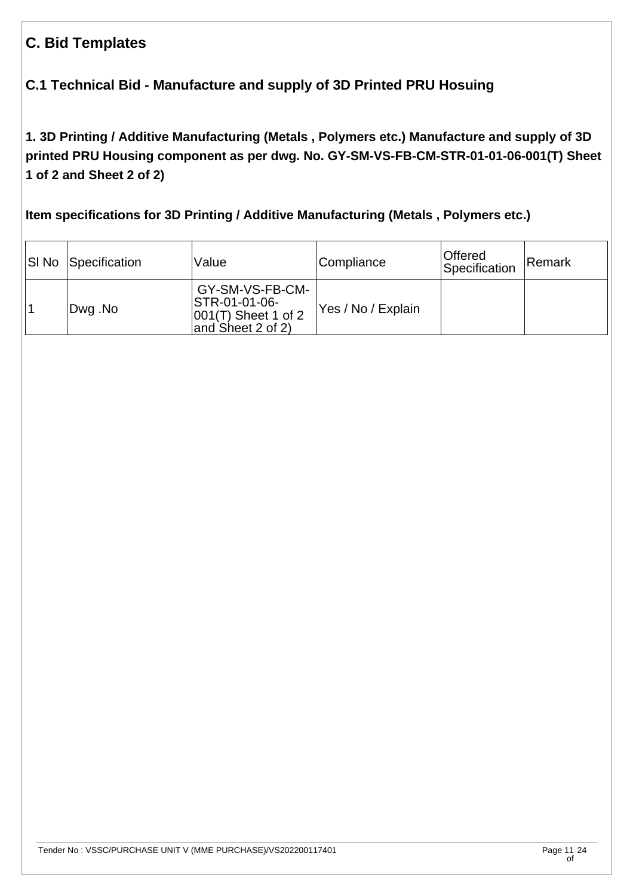## C. Bid Templates

### C.1 Technical Bid - Manufacture and supply of 3D Printed PRU Hosuing

**1. 3D Printing / Additive Manufacturing (Metals , Polymers etc.) Manufacture and supply of 3D printed PRU Housing component as per dwg. No. GY-SM-VS-FB-CM-STR-01-01-06-001(T) Sheet 1 of 2 and Sheet 2 of 2)**

**Item specifications for 3D Printing / Additive Manufacturing (Metals , Polymers etc.)**

| Sl No | Specification | Value | Compliance | Offered Specification | Remark |
|---|---|---|---|---|---|
| 1 | Dwg .No | GY-SM-VS-FB-CM-STR-01-01-06-001(T) Sheet 1 of 2 and Sheet 2 of 2) | Yes / No / Explain | | |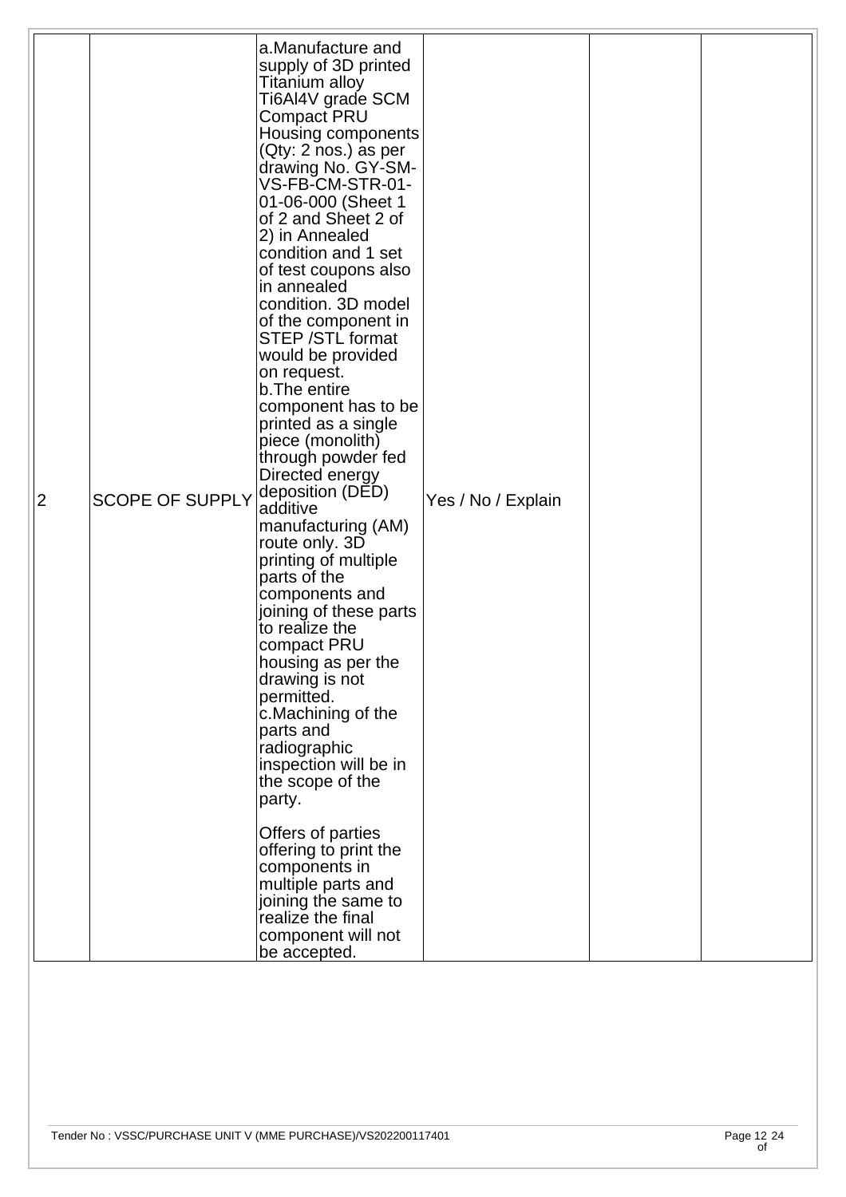| 2 | SCOPE OF SUPPLY | a.Manufacture and supply of 3D printed Titanium alloy Ti6Al4V grade SCM Compact PRU Housing components (Qty: 2 nos.) as per drawing No. GY-SM-VS-FB-CM-STR-01-01-06-000 (Sheet 1 of 2 and Sheet 2 of 2) in Annealed condition and 1 set of test coupons also in annealed condition. 3D model of the component in STEP /STL format would be provided on request.<br>b.The entire component has to be printed as a single piece (monolith) through powder fed Directed energy deposition (DED) additive manufacturing (AM) route only. 3D printing of multiple parts of the components and joining of these parts to realize the compact PRU housing as per the drawing is not permitted.<br>c.Machining of the parts and radiographic inspection will be in the scope of the party.<br><br>Offers of parties offering to print the components in multiple parts and joining the same to realize the final component will not be accepted. | Yes / No / Explain | | |
|---|---|---|---|---|---|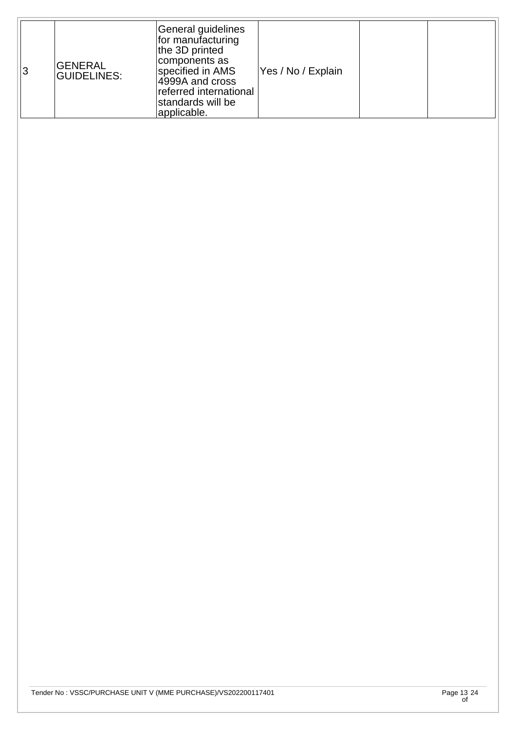| 3 | GENERAL GUIDELINES: | General guidelines for manufacturing the 3D printed components as specified in AMS 4999A and cross referred international standards will be applicable. | Yes / No / Explain | | |
|---|---|---|---|---|---|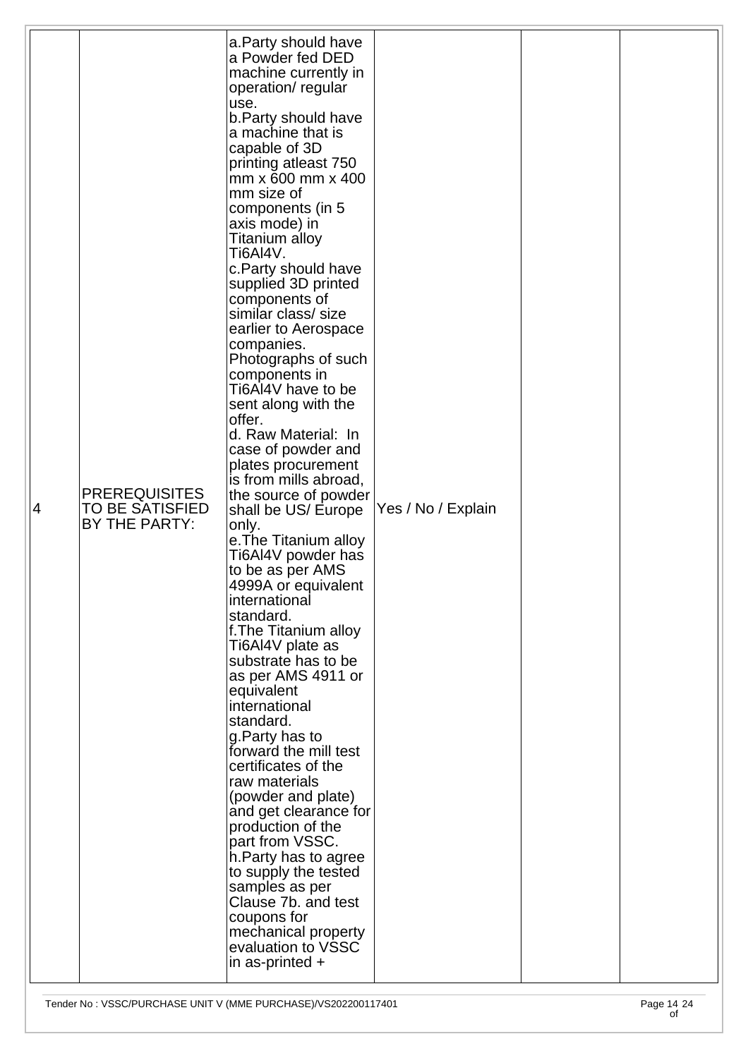| 4 | PREREQUISITES TO BE SATISFIED BY THE PARTY: | a.Party should have a Powder fed DED machine currently in operation/ regular use.<br>b.Party should have a machine that is capable of 3D printing atleast 750 mm x 600 mm x 400 mm size of components (in 5 axis mode) in Titanium alloy Ti6Al4V.<br>c.Party should have supplied 3D printed components of similar class/ size earlier to Aerospace companies. Photographs of such components in Ti6Al4V have to be sent along with the offer.<br>d. Raw Material: In case of powder and plates procurement is from mills abroad, the source of powder shall be US/ Europe only.<br>e.The Titanium alloy Ti6Al4V powder has to be as per AMS 4999A or equivalent international standard.<br>f.The Titanium alloy Ti6Al4V plate as substrate has to be as per AMS 4911 or equivalent international standard.<br>g.Party has to forward the mill test certificates of the raw materials (powder and plate) and get clearance for production of the part from VSSC.<br>h.Party has to agree to supply the tested samples as per Clause 7b. and test coupons for mechanical property evaluation to VSSC in as-printed + | Yes / No / Explain | | |
|---|---|---|---|---|---|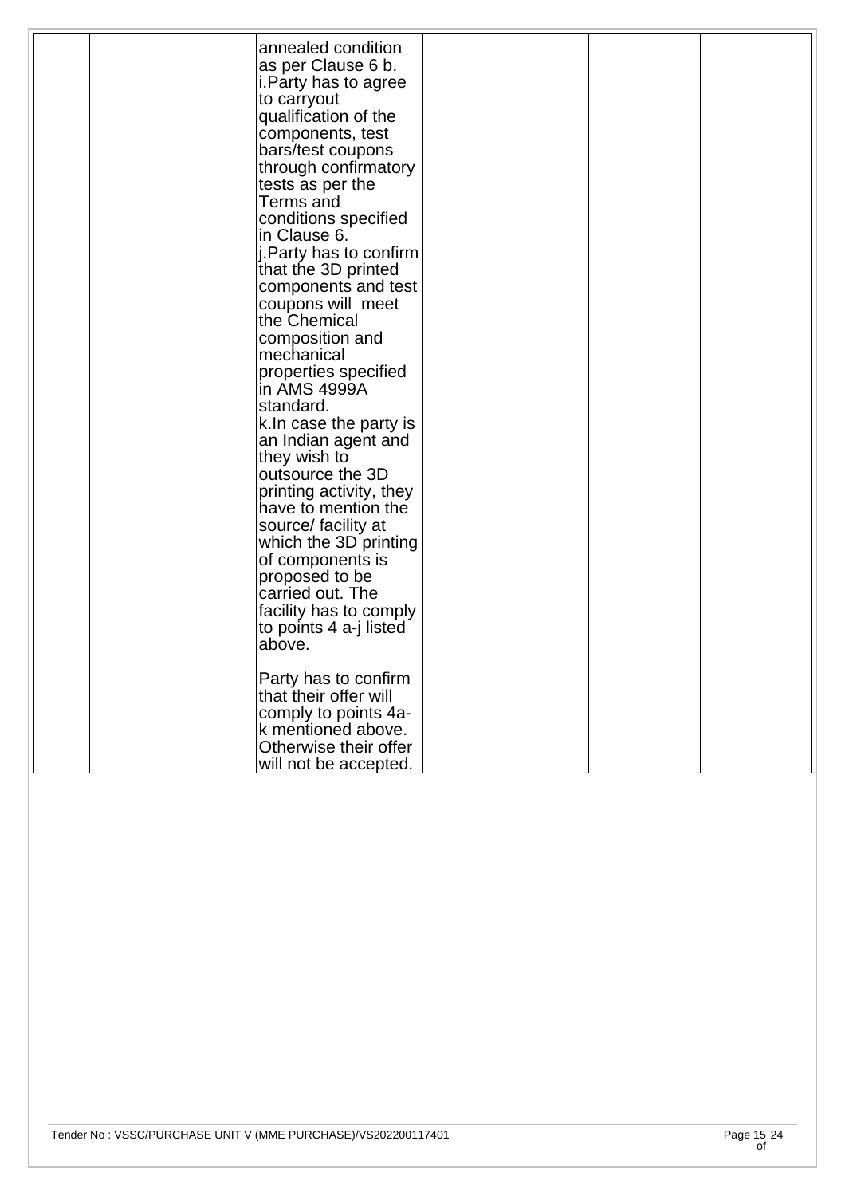|  |  | annealed condition as per Clause 6 b.<br>i.Party has to agree to carryout qualification of the components, test bars/test coupons through confirmatory tests as per the Terms and conditions specified in Clause 6.<br>j.Party has to confirm that the 3D printed components and test coupons will meet the Chemical composition and mechanical properties specified in AMS 4999A standard.<br>k.In case the party is an Indian agent and they wish to outsource the 3D printing activity, they have to mention the source/ facility at which the 3D printing of components is proposed to be carried out. The facility has to comply to points 4 a-j listed above.<br><br>Party has to confirm that their offer will comply to points 4a-k mentioned above. Otherwise their offer will not be accepted. |  |  |  |
|---|---|---|---|---|---|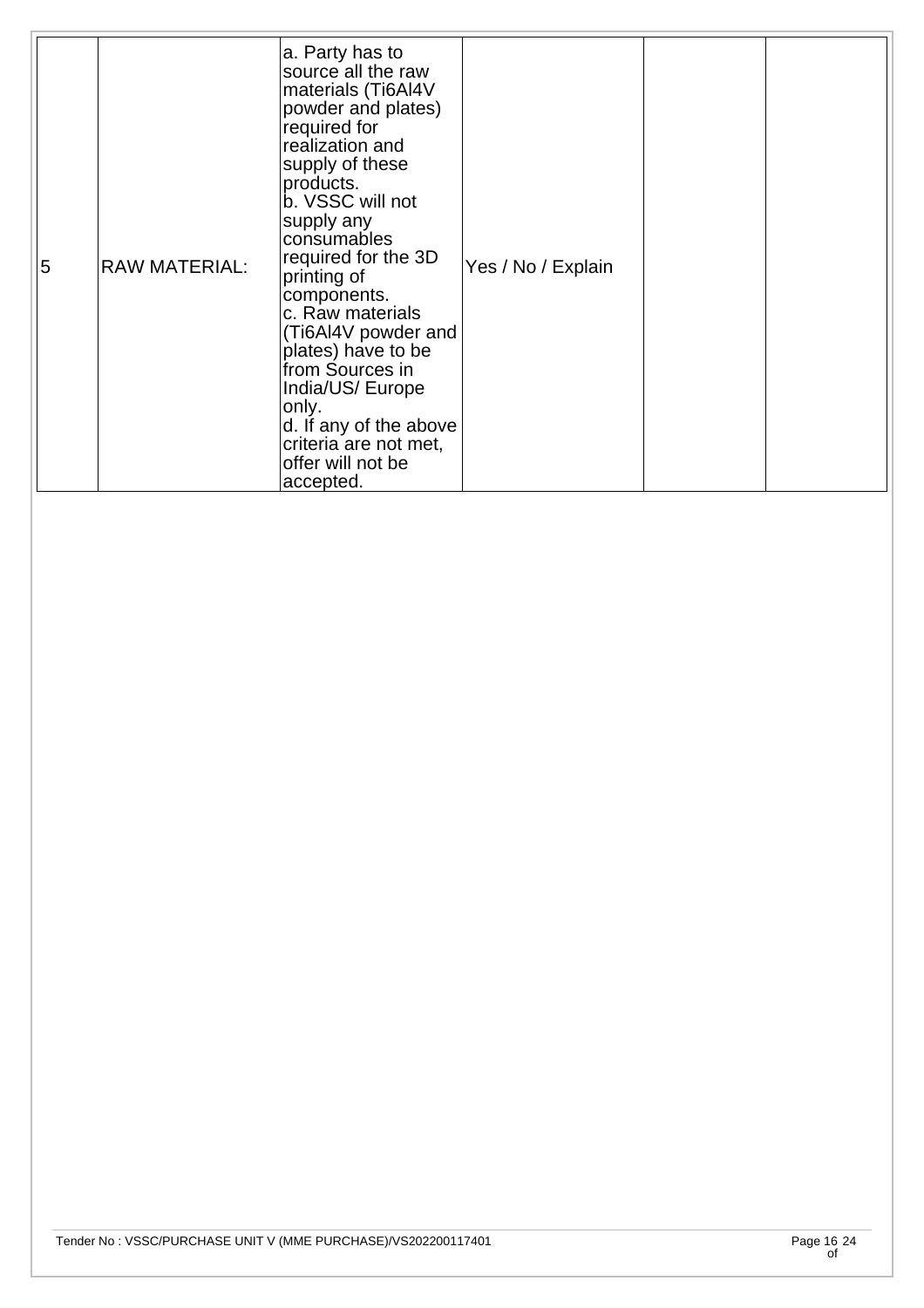| | | | | | |
|---|---|---|---|---|---|
| 5 | RAW MATERIAL: | a. Party has to source all the raw materials (Ti6Al4V powder and plates) required for realization and supply of these products.<br>b. VSSC will not supply any consumables required for the 3D printing of components.<br>c. Raw materials (Ti6Al4V powder and plates) have to be from Sources in India/US/ Europe only.<br>d. If any of the above criteria are not met, offer will not be accepted. | Yes / No / Explain | | |

Tender No : VSSC/PURCHASE UNIT V (MME PURCHASE)/VS202200117401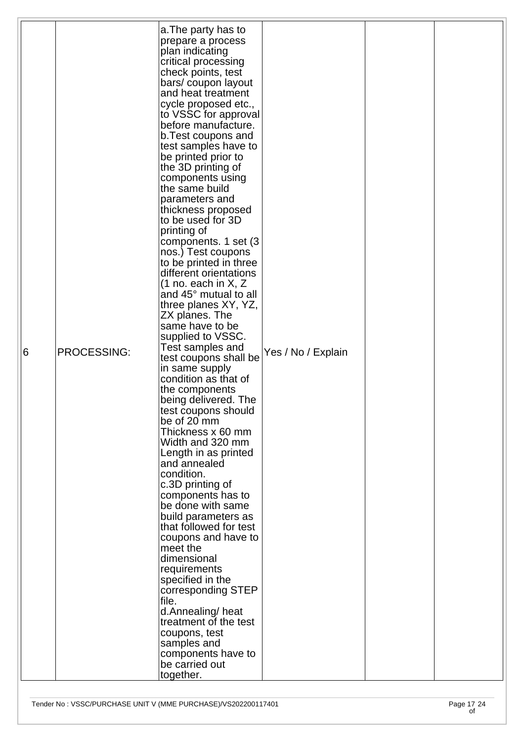| | | | | | |
|---|---|---|---|---|---|
| 6 | PROCESSING: | a.The party has to prepare a process plan indicating critical processing check points, test bars/ coupon layout and heat treatment cycle proposed etc., to VSSC for approval before manufacture.<br>b.Test coupons and test samples have to be printed prior to the 3D printing of components using the same build parameters and thickness proposed to be used for 3D printing of components. 1 set (3 nos.) Test coupons to be printed in three different orientations (1 no. each in X, Z and 45° mutual to all three planes XY, YZ, ZX planes. The same have to be supplied to VSSC. Test samples and test coupons shall be in same supply condition as that of the components being delivered. The test coupons should be of 20 mm Thickness x 60 mm Width and 320 mm Length in as printed and annealed condition.<br>c.3D printing of components has to be done with same build parameters as that followed for test coupons and have to meet the dimensional requirements specified in the corresponding STEP file.<br>d.Annealing/ heat treatment of the test coupons, test samples and components have to be carried out together. | Yes / No / Explain | | |

Tender No : VSSC/PURCHASE UNIT V (MME PURCHASE)/VS202200117401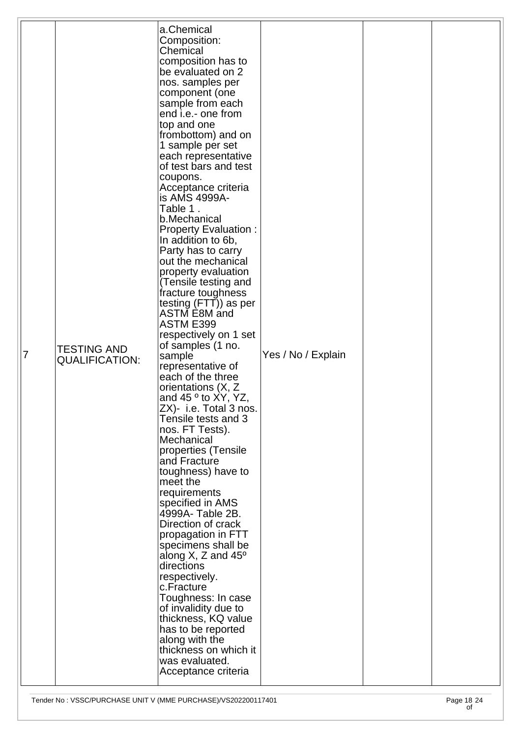| 7 | TESTING AND QUALIFICATION: | a.Chemical Composition: Chemical composition has to be evaluated on 2 nos. samples per component (one sample from each end i.e.- one from top and one frombottom) and on 1 sample per set each representative of test bars and test coupons. Acceptance criteria is AMS 4999A- Table 1 . b.Mechanical Property Evaluation : In addition to 6b, Party has to carry out the mechanical property evaluation (Tensile testing and fracture toughness testing (FTT)) as per ASTM E8M and ASTM E399 respectively on 1 set of samples (1 no. sample representative of each of the three orientations (X, Z and 45 º to XY, YZ, ZX)- i.e. Total 3 nos. Tensile tests and 3 nos. FT Tests). Mechanical properties (Tensile and Fracture toughness) have to meet the requirements specified in AMS 4999A- Table 2B. Direction of crack propagation in FTT specimens shall be along X, Z and 45º directions respectively. c.Fracture Toughness: In case of invalidity due to thickness, KQ value has to be reported along with the thickness on which it was evaluated. Acceptance criteria | Yes / No / Explain | | |
|---|---|---|---|---|---|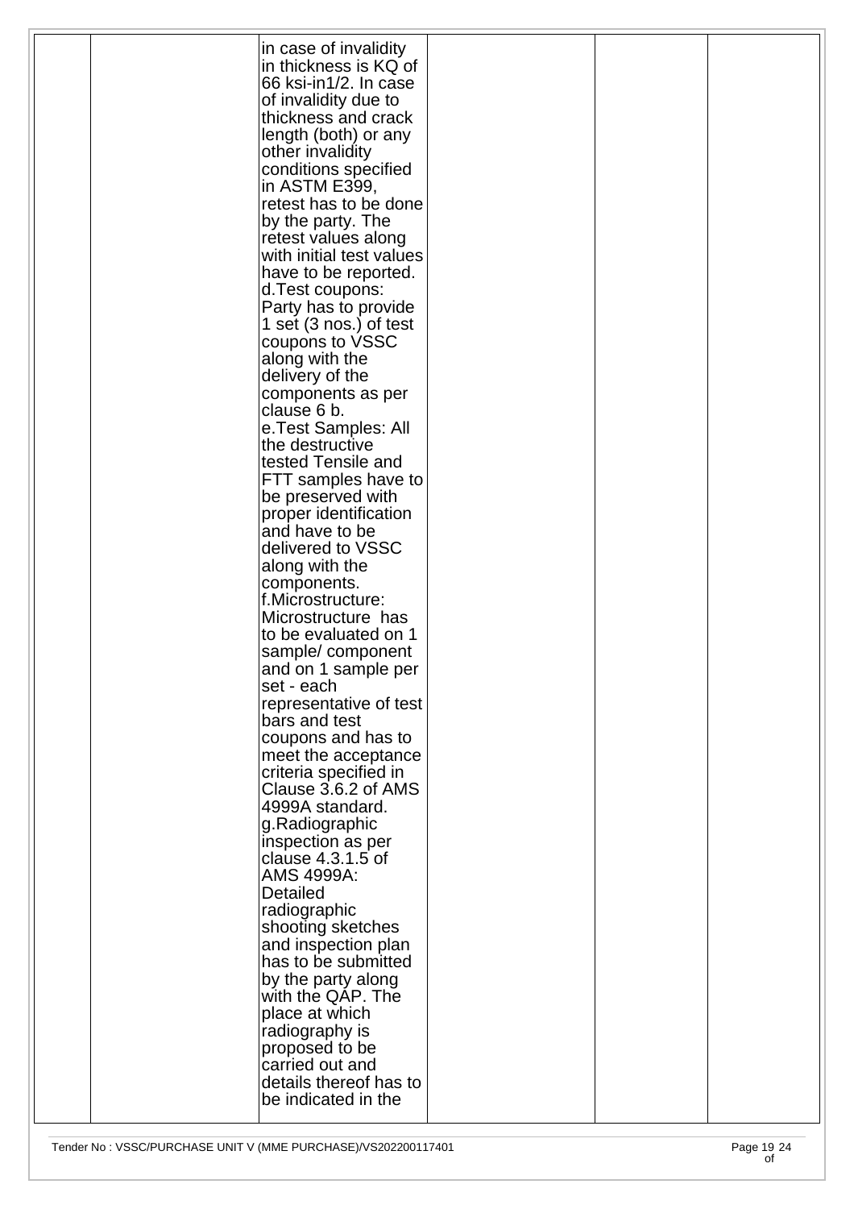|  |  | in case of invalidity in thickness is KQ of 66 ksi-in1/2. In case of invalidity due to thickness and crack length (both) or any other invalidity conditions specified in ASTM E399, retest has to be done by the party. The retest values along with initial test values have to be reported.<br>d.Test coupons: Party has to provide 1 set (3 nos.) of test coupons to VSSC along with the delivery of the components as per clause 6 b.<br>e.Test Samples: All the destructive tested Tensile and FTT samples have to be preserved with proper identification and have to be delivered to VSSC along with the components.<br>f.Microstructure: Microstructure has to be evaluated on 1 sample/ component and on 1 sample per set - each representative of test bars and test coupons and has to meet the acceptance criteria specified in Clause 3.6.2 of AMS 4999A standard.<br>g.Radiographic inspection as per clause 4.3.1.5 of AMS 4999A: Detailed radiographic shooting sketches and inspection plan has to be submitted by the party along with the QAP. The place at which radiography is proposed to be carried out and details thereof has to be indicated in the |  |  |  |
|---|---|---|---|---|---|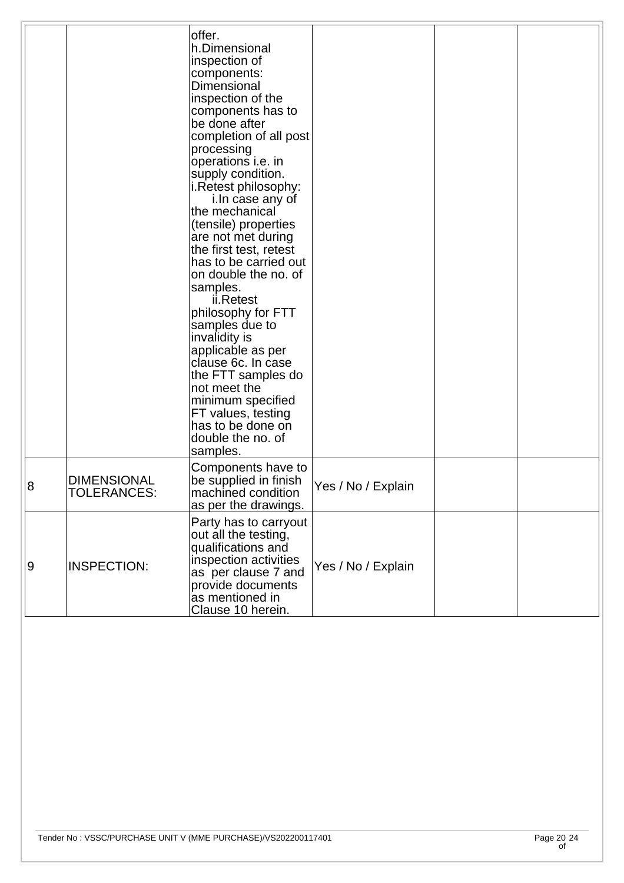|  |  | offer.<br>h.Dimensional inspection of components: Dimensional inspection of the components has to be done after completion of all post processing operations i.e. in supply condition.<br>i.Retest philosophy:<br>i.In case any of the mechanical (tensile) properties are not met during the first test, retest has to be carried out on double the no. of samples.<br>ii.Retest philosophy for FTT samples due to invalidity is applicable as per clause 6c. In case the FTT samples do not meet the minimum specified FT values, testing has to be done on double the no. of samples. |  |  |  |
|---|---|---|---|---|---|
| 8 | DIMENSIONAL TOLERANCES: | Components have to be supplied in finish machined condition as per the drawings. | Yes / No / Explain |  |  |
| 9 | INSPECTION: | Party has to carryout out all the testing, qualifications and inspection activities as per clause 7 and provide documents as mentioned in Clause 10 herein. | Yes / No / Explain |  |  |

Tender No : VSSC/PURCHASE UNIT V (MME PURCHASE)/VS202200117401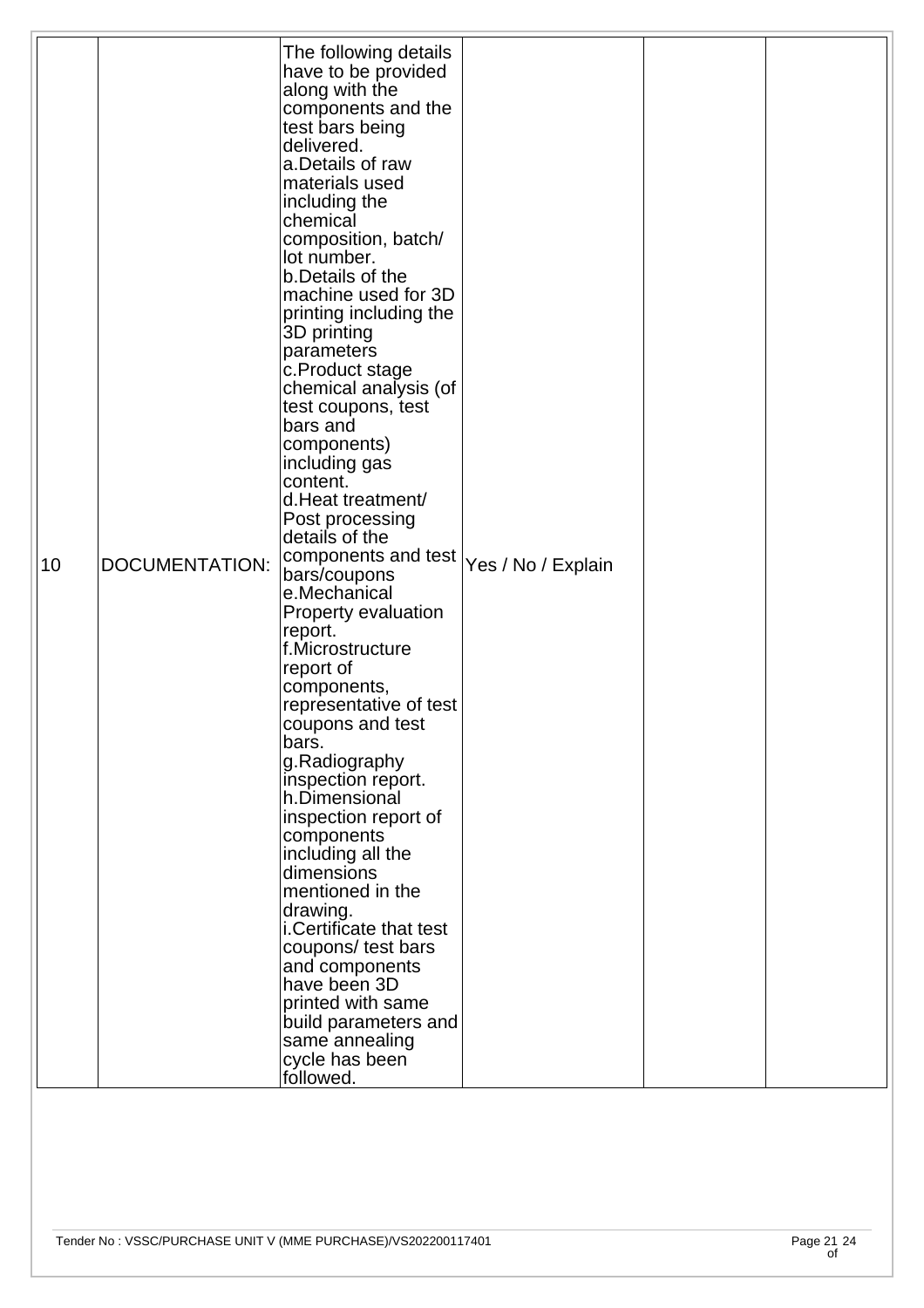| 10 | DOCUMENTATION: | The following details have to be provided along with the components and the test bars being delivered.<br>a.Details of raw materials used including the chemical composition, batch/ lot number.<br>b.Details of the machine used for 3D printing including the 3D printing parameters<br>c.Product stage chemical analysis (of test coupons, test bars and components) including gas content.<br>d.Heat treatment/ Post processing details of the components and test bars/coupons<br>e.Mechanical Property evaluation report.<br>f.Microstructure report of components, representative of test coupons and test bars.<br>g.Radiography inspection report.<br>h.Dimensional inspection report of components including all the dimensions mentioned in the drawing.<br>i.Certificate that test coupons/ test bars and components have been 3D printed with same build parameters and same annealing cycle has been followed. | Yes / No / Explain | | |
|---|---|---|---|---|---|

Tender No : VSSC/PURCHASE UNIT V (MME PURCHASE)/VS202200117401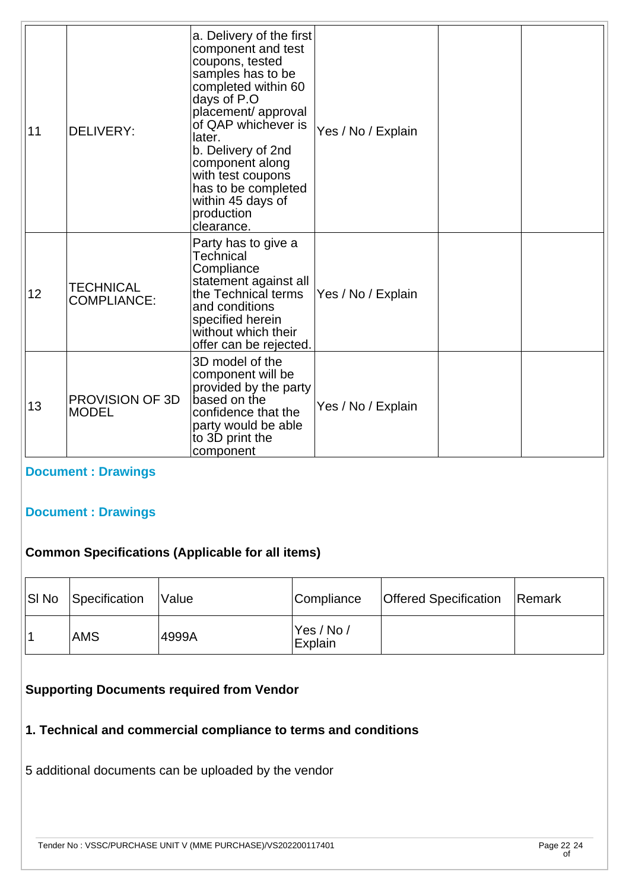| | | | | | |
|---|---|---|---|---|---|
| 11 | DELIVERY: | a. Delivery of the first component and test coupons, tested samples has to be completed within 60 days of P.O placement/ approval of QAP whichever is later. b. Delivery of 2nd component along with test coupons has to be completed within 45 days of production clearance. | Yes / No / Explain | | |
| 12 | TECHNICAL COMPLIANCE: | Party has to give a Technical Compliance statement against all the Technical terms and conditions specified herein without which their offer can be rejected. | Yes / No / Explain | | |
| 13 | PROVISION OF 3D MODEL | 3D model of the component will be provided by the party based on the confidence that the party would be able to 3D print the component | Yes / No / Explain | | |

**Document : Drawings**

**Document : Drawings**

### Common Specifications (Applicable for all items)

| Sl No | Specification | Value | Compliance | Offered Specification | Remark |
|---|---|---|---|---|---|
| 1 | AMS | 4999A | Yes / No / Explain | | |

### Supporting Documents required from Vendor

**1. Technical and commercial compliance to terms and conditions**

5 additional documents can be uploaded by the vendor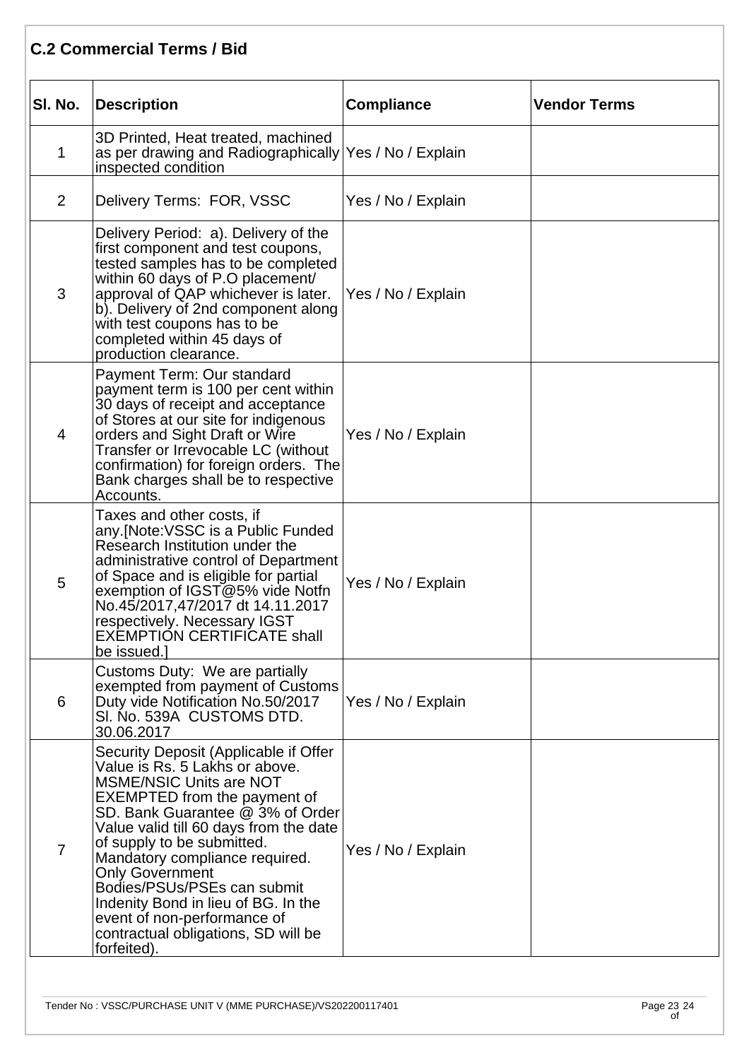## C.2 Commercial Terms / Bid

| Sl. No. | Description | Compliance | Vendor Terms |
|---|---|---|---|
| 1 | 3D Printed, Heat treated, machined as per drawing and Radiographically inspected condition | Yes / No / Explain | |
| 2 | Delivery Terms: FOR, VSSC | Yes / No / Explain | |
| 3 | Delivery Period: a). Delivery of the first component and test coupons, tested samples has to be completed within 60 days of P.O placement/ approval of QAP whichever is later. b). Delivery of 2nd component along with test coupons has to be completed within 45 days of production clearance. | Yes / No / Explain | |
| 4 | Payment Term: Our standard payment term is 100 per cent within 30 days of receipt and acceptance of Stores at our site for indigenous orders and Sight Draft or Wire Transfer or Irrevocable LC (without confirmation) for foreign orders. The Bank charges shall be to respective Accounts. | Yes / No / Explain | |
| 5 | Taxes and other costs, if any.[Note:VSSC is a Public Funded Research Institution under the administrative control of Department of Space and is eligible for partial exemption of IGST@5% vide Notfn No.45/2017,47/2017 dt 14.11.2017 respectively. Necessary IGST EXEMPTION CERTIFICATE shall be issued.] | Yes / No / Explain | |
| 6 | Customs Duty: We are partially exempted from payment of Customs Duty vide Notification No.50/2017 Sl. No. 539A CUSTOMS DTD. 30.06.2017 | Yes / No / Explain | |
| 7 | Security Deposit (Applicable if Offer Value is Rs. 5 Lakhs or above. MSME/NSIC Units are NOT EXEMPTED from the payment of SD. Bank Guarantee @ 3% of Order Value valid till 60 days from the date of supply to be submitted. Mandatory compliance required. Only Government Bodies/PSUs/PSEs can submit Indenity Bond in lieu of BG. In the event of non-performance of contractual obligations, SD will be forfeited). | Yes / No / Explain | |

Tender No : VSSC/PURCHASE UNIT V (MME PURCHASE)/VS202200117401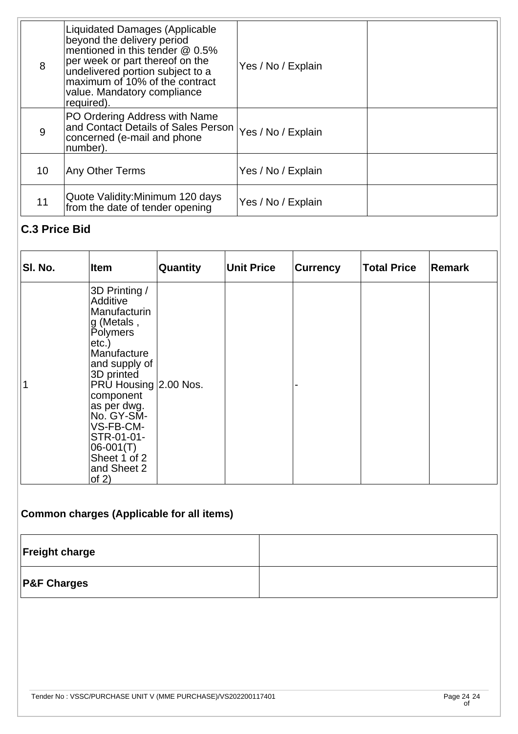| | | | |
|---|---|---|---|
| 8 | Liquidated Damages (Applicable beyond the delivery period mentioned in this tender @ 0.5% per week or part thereof on the undelivered portion subject to a maximum of 10% of the contract value. Mandatory compliance required). | Yes / No / Explain | |
| 9 | PO Ordering Address with Name and Contact Details of Sales Person concerned (e-mail and phone number). | Yes / No / Explain | |
| 10 | Any Other Terms | Yes / No / Explain | |
| 11 | Quote Validity:Minimum 120 days from the date of tender opening | Yes / No / Explain | |

### C.3 Price Bid

| Sl. No. | Item | Quantity | Unit Price | Currency | Total Price | Remark |
|---|---|---|---|---|---|---|
| 1 | 3D Printing / Additive Manufacturing (Metals , Polymers etc.) Manufacture and supply of 3D printed PRU Housing component as per dwg. No. GY-SM-VS-FB-CM-STR-01-01-06-001(T) Sheet 1 of 2 and Sheet 2 of 2) | 2.00 Nos. | | - | | |

### Common charges (Applicable for all items)

| | |
|---|---|
| **Freight charge** | |
| **P&F Charges** | |